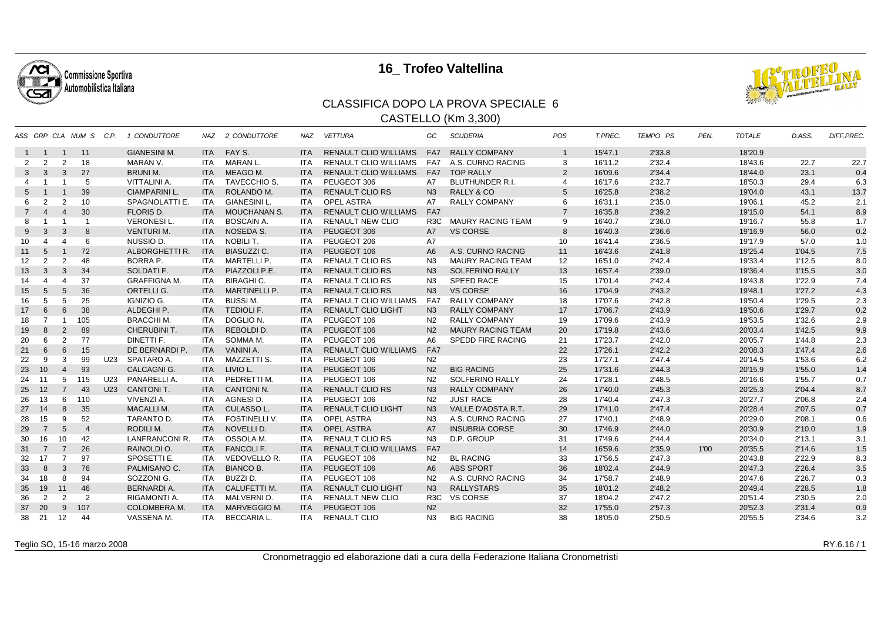# 16_ Trofeo Valtellina

## CLASSIFICA DOPO LA PROVA SPECIALE 6

### CASTELLO (Km 3,300)

| ASS | GRP | CLA | NUM S | C.P. | 1_CONDUTTORE | NAZ | 2_CONDUTTORE | NAZ | VETTURA | GC | SCUDERIA | POS | T.PREC. | TEMPO PS | PEN. | TOTALE | D.ASS. | DIFF.PREC. |
|---|---|---|---|---|---|---|---|---|---|---|---|---|---|---|---|---|---|---|
| 1 | 1 | 1 | 11 | | GIANESINI M. | ITA | FAY S. | ITA | RENAULT CLIO WILLIAMS | FA7 | RALLY COMPANY | 1 | 15'47.1 | 2'33.8 | | 18'20.9 | | |
| 2 | 2 | 2 | 18 | | MARAN V. | ITA | MARAN L. | ITA | RENAULT CLIO WILLIAMS | FA7 | A.S. CURNO RACING | 3 | 16'11.2 | 2'32.4 | | 18'43.6 | 22.7 | 22.7 |
| 3 | 3 | 3 | 27 | | BRUNI M. | ITA | MEAGO M. | ITA | RENAULT CLIO WILLIAMS | FA7 | TOP RALLY | 2 | 16'09.6 | 2'34.4 | | 18'44.0 | 23.1 | 0.4 |
| 4 | 1 | 1 | 5 | | VITTALINI A. | ITA | TAVECCHIO S. | ITA | PEUGEOT 306 | A7 | BLUTHUNDER R.I. | 4 | 16'17.6 | 2'32.7 | | 18'50.3 | 29.4 | 6.3 |
| 5 | 1 | 1 | 39 | | CIAMPARINI L. | ITA | ROLANDO M. | ITA | RENAULT CLIO RS | N3 | RALLY & CO | 5 | 16'25.8 | 2'38.2 | | 19'04.0 | 43.1 | 13.7 |
| 6 | 2 | 2 | 10 | | SPAGNOLATTI E. | ITA | GIANESINI L. | ITA | OPEL ASTRA | A7 | RALLY COMPANY | 6 | 16'31.1 | 2'35.0 | | 19'06.1 | 45.2 | 2.1 |
| 7 | 4 | 4 | 30 | | FLORIS D. | ITA | MOUCHANAN S. | ITA | RENAULT CLIO WILLIAMS | FA7 | | 7 | 16'35.8 | 2'39.2 | | 19'15.0 | 54.1 | 8.9 |
| 8 | 1 | 1 | 1 | | VERONESI L. | ITA | BOSCAIN A. | ITA | RENAULT NEW CLIO | R3C | MAURY RACING TEAM | 9 | 16'40.7 | 2'36.0 | | 19'16.7 | 55.8 | 1.7 |
| 9 | 3 | 3 | 8 | | VENTURI M. | ITA | NOSEDA S. | ITA | PEUGEOT 306 | A7 | VS CORSE | 8 | 16'40.3 | 2'36.6 | | 19'16.9 | 56.0 | 0.2 |
| 10 | 4 | 4 | 6 | | NUSSIO D. | ITA | NOBILI T. | ITA | PEUGEOT 206 | A7 | | 10 | 16'41.4 | 2'36.5 | | 19'17.9 | 57.0 | 1.0 |
| 11 | 5 | 1 | 72 | | ALBORGHETTI R. | ITA | BIASUZZI C. | ITA | PEUGEOT 106 | A6 | A.S. CURNO RACING | 11 | 16'43.6 | 2'41.8 | | 19'25.4 | 1'04.5 | 7.5 |
| 12 | 2 | 2 | 48 | | BORRA P. | ITA | MARTELLI P. | ITA | RENAULT CLIO RS | N3 | MAURY RACING TEAM | 12 | 16'51.0 | 2'42.4 | | 19'33.4 | 1'12.5 | 8.0 |
| 13 | 3 | 3 | 34 | | SOLDATI F. | ITA | PIAZZOLI P.E. | ITA | RENAULT CLIO RS | N3 | SOLFERINO RALLY | 13 | 16'57.4 | 2'39.0 | | 19'36.4 | 1'15.5 | 3.0 |
| 14 | 4 | 4 | 37 | | GRAFFIGNA M. | ITA | BIRAGHI C. | ITA | RENAULT CLIO RS | N3 | SPEED RACE | 15 | 17'01.4 | 2'42.4 | | 19'43.8 | 1'22.9 | 7.4 |
| 15 | 5 | 5 | 36 | | ORTELLI G. | ITA | MARTINELLI P. | ITA | RENAULT CLIO RS | N3 | VS CORSE | 16 | 17'04.9 | 2'43.2 | | 19'48.1 | 1'27.2 | 4.3 |
| 16 | 5 | 5 | 25 | | IGNIZIO G. | ITA | BUSSI M. | ITA | RENAULT CLIO WILLIAMS | FA7 | RALLY COMPANY | 18 | 17'07.6 | 2'42.8 | | 19'50.4 | 1'29.5 | 2.3 |
| 17 | 6 | 6 | 38 | | ALDEGHI P. | ITA | TEDIOLI F. | ITA | RENAULT CLIO LIGHT | N3 | RALLY COMPANY | 17 | 17'06.7 | 2'43.9 | | 19'50.6 | 1'29.7 | 0.2 |
| 18 | 7 | 1 | 105 | | BRACCHI M. | ITA | DOGLIO N. | ITA | PEUGEOT 106 | N2 | RALLY COMPANY | 19 | 17'09.6 | 2'43.9 | | 19'53.5 | 1'32.6 | 2.9 |
| 19 | 8 | 2 | 89 | | CHERUBINI T. | ITA | REBOLDI D. | ITA | PEUGEOT 106 | N2 | MAURY RACING TEAM | 20 | 17'19.8 | 2'43.6 | | 20'03.4 | 1'42.5 | 9.9 |
| 20 | 6 | 2 | 77 | | DINETTI F. | ITA | SOMMA M. | ITA | PEUGEOT 106 | A6 | SPEDD FIRE RACING | 21 | 17'23.7 | 2'42.0 | | 20'05.7 | 1'44.8 | 2.3 |
| 21 | 6 | 6 | 15 | | DE BERNARDI P. | ITA | VANINI A. | ITA | RENAULT CLIO WILLIAMS | FA7 | | 22 | 17'26.1 | 2'42.2 | | 20'08.3 | 1'47.4 | 2.6 |
| 22 | 9 | 3 | 99 | U23 | SPATARO A. | ITA | MAZZETTI S. | ITA | PEUGEOT 106 | N2 | | 23 | 17'27.1 | 2'47.4 | | 20'14.5 | 1'53.6 | 6.2 |
| 23 | 10 | 4 | 93 | | CALCAGNI G. | ITA | LIVIO L. | ITA | PEUGEOT 106 | N2 | BIG RACING | 25 | 17'31.6 | 2'44.3 | | 20'15.9 | 1'55.0 | 1.4 |
| 24 | 11 | 5 | 115 | U23 | PANARELLI A. | ITA | PEDRETTI M. | ITA | PEUGEOT 106 | N2 | SOLFERINO RALLY | 24 | 17'28.1 | 2'48.5 | | 20'16.6 | 1'55.7 | 0.7 |
| 25 | 12 | 7 | 43 | U23 | CANTONI T. | ITA | CANTONI N. | ITA | RENAULT CLIO RS | N3 | RALLY COMPANY | 26 | 17'40.0 | 2'45.3 | | 20'25.3 | 2'04.4 | 8.7 |
| 26 | 13 | 6 | 110 | | VIVENZI A. | ITA | AGNESI D. | ITA | PEUGEOT 106 | N2 | JUST RACE | 28 | 17'40.4 | 2'47.3 | | 20'27.7 | 2'06.8 | 2.4 |
| 27 | 14 | 8 | 35 | | MACALLI M. | ITA | CULASSO L. | ITA | RENAULT CLIO LIGHT | N3 | VALLE D'AOSTA R.T. | 29 | 17'41.0 | 2'47.4 | | 20'28.4 | 2'07.5 | 0.7 |
| 28 | 15 | 9 | 52 | | TARANTO D. | ITA | FOSTINELLI V. | ITA | OPEL ASTRA | N3 | A.S. CURNO RACING | 27 | 17'40.1 | 2'48.9 | | 20'29.0 | 2'08.1 | 0.6 |
| 29 | 7 | 5 | 4 | | RODILI M. | ITA | NOVELLI D. | ITA | OPEL ASTRA | A7 | INSUBRIA CORSE | 30 | 17'46.9 | 2'44.0 | | 20'30.9 | 2'10.0 | 1.9 |
| 30 | 16 | 10 | 42 | | LANFRANCONI R. | ITA | OSSOLA M. | ITA | RENAULT CLIO RS | N3 | D.P. GROUP | 31 | 17'49.6 | 2'44.4 | | 20'34.0 | 2'13.1 | 3.1 |
| 31 | 7 | 7 | 26 | | RAINOLDI O. | ITA | FANCOLI F. | ITA | RENAULT CLIO WILLIAMS | FA7 | | 14 | 16'59.6 | 2'35.9 | 1'00 | 20'35.5 | 2'14.6 | 1.5 |
| 32 | 17 | 7 | 97 | | SPOSETTI E. | ITA | VEDOVELLO R. | ITA | PEUGEOT 106 | N2 | BL RACING | 33 | 17'56.5 | 2'47.3 | | 20'43.8 | 2'22.9 | 8.3 |
| 33 | 8 | 3 | 76 | | PALMISANO C. | ITA | BIANCO B. | ITA | PEUGEOT 106 | A6 | ABS SPORT | 36 | 18'02.4 | 2'44.9 | | 20'47.3 | 2'26.4 | 3.5 |
| 34 | 18 | 8 | 94 | | SOZZONI G. | ITA | BUZZI D. | ITA | PEUGEOT 106 | N2 | A.S. CURNO RACING | 34 | 17'58.7 | 2'48.9 | | 20'47.6 | 2'26.7 | 0.3 |
| 35 | 19 | 11 | 46 | | BERNARDI A. | ITA | CALUFETTI M. | ITA | RENAULT CLIO LIGHT | N3 | RALLYSTARS | 35 | 18'01.2 | 2'48.2 | | 20'49.4 | 2'28.5 | 1.8 |
| 36 | 2 | 2 | 2 | | RIGAMONTI A. | ITA | MALVERNI D. | ITA | RENAULT NEW CLIO | R3C | VS CORSE | 37 | 18'04.2 | 2'47.2 | | 20'51.4 | 2'30.5 | 2.0 |
| 37 | 20 | 9 | 107 | | COLOMBERA M. | ITA | MARVEGGIO M. | ITA | PEUGEOT 106 | N2 | | 32 | 17'55.0 | 2'57.3 | | 20'52.3 | 2'31.4 | 0.9 |
| 38 | 21 | 12 | 44 | | VASSENA M. | ITA | BECCARIA L. | ITA | RENAULT CLIO | N3 | BIG RACING | 38 | 18'05.0 | 2'50.5 | | 20'55.5 | 2'34.6 | 3.2 |

Teglio SO, 15-16 marzo 2008

RY.6.16 / 1

Cronometraggio ed elaborazione dati a cura della Federazione Italiana Cronometristi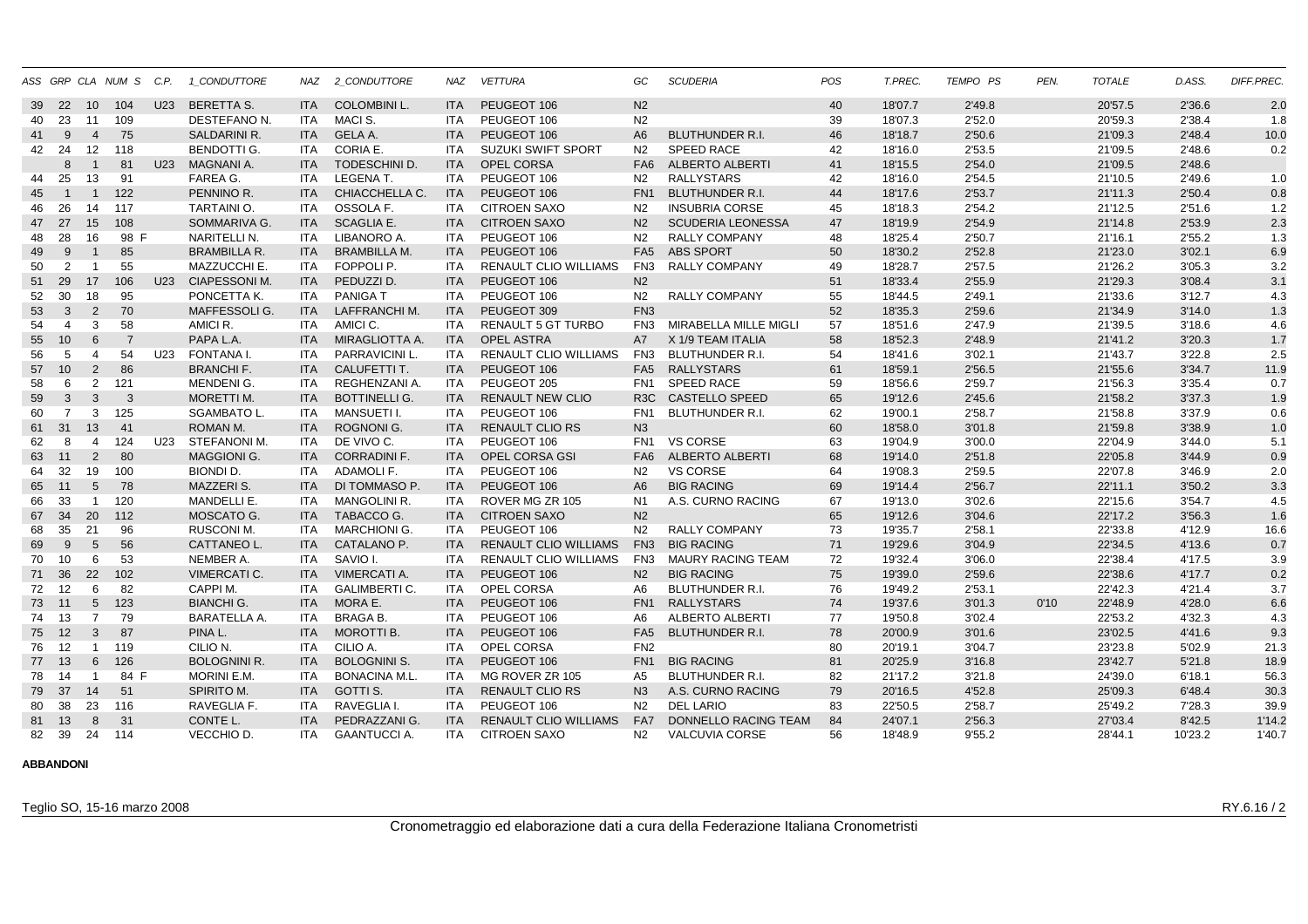| ASS | GRP | CLA | NUM S | C.P. | 1_CONDUTTORE | NAZ | 2_CONDUTTORE | NAZ | VETTURA | GC | SCUDERIA | POS | T.PREC. | TEMPO PS | PEN. | TOTALE | D.ASS. | DIFF.PREC. |
|---|---|---|---|---|---|---|---|---|---|---|---|---|---|---|---|---|---|---|
| 39 | 22 | 10 | 104 | U23 | BERETTA S. | ITA | COLOMBINI L. | ITA | PEUGEOT 106 | N2 | | 40 | 18'07.7 | 2'49.8 | | 20'57.5 | 2'36.6 | 2.0 |
| 40 | 23 | 11 | 109 | | DESTEFANO N. | ITA | MACI S. | ITA | PEUGEOT 106 | N2 | | 39 | 18'07.3 | 2'52.0 | | 20'59.3 | 2'38.4 | 1.8 |
| 41 | 9 | 4 | 75 | | SALDARINI R. | ITA | GELA A. | ITA | PEUGEOT 106 | A6 | BLUTHUNDER R.I. | 46 | 18'18.7 | 2'50.6 | | 21'09.3 | 2'48.4 | 10.0 |
| 42 | 24 | 12 | 118 | | BENDOTTI G. | ITA | CORIA E. | ITA | SUZUKI SWIFT SPORT | N2 | SPEED RACE | 42 | 18'16.0 | 2'53.5 | | 21'09.5 | 2'48.6 | 0.2 |
| | 8 | 1 | 81 | U23 | MAGNANI A. | ITA | TODESCHINI D. | ITA | OPEL CORSA | FA6 | ALBERTO ALBERTI | 41 | 18'15.5 | 2'54.0 | | 21'09.5 | 2'48.6 | |
| 44 | 25 | 13 | 91 | | FAREA G. | ITA | LEGENA T. | ITA | PEUGEOT 106 | N2 | RALLYSTARS | 42 | 18'16.0 | 2'54.5 | | 21'10.5 | 2'49.6 | 1.0 |
| 45 | 1 | 1 | 122 | | PENNINO R. | ITA | CHIACCHELLA C. | ITA | PEUGEOT 106 | FN1 | BLUTHUNDER R.I. | 44 | 18'17.6 | 2'53.7 | | 21'11.3 | 2'50.4 | 0.8 |
| 46 | 26 | 14 | 117 | | TARTAINI O. | ITA | OSSOLA F. | ITA | CITROEN SAXO | N2 | INSUBRIA CORSE | 45 | 18'18.3 | 2'54.2 | | 21'12.5 | 2'51.6 | 1.2 |
| 47 | 27 | 15 | 108 | | SOMMARIVA G. | ITA | SCAGLIA E. | ITA | CITROEN SAXO | N2 | SCUDERIA LEONESSA | 47 | 18'19.9 | 2'54.9 | | 21'14.8 | 2'53.9 | 2.3 |
| 48 | 28 | 16 | 98 F | | NARITELLI N. | ITA | LIBANORO A. | ITA | PEUGEOT 106 | N2 | RALLY COMPANY | 48 | 18'25.4 | 2'50.7 | | 21'16.1 | 2'55.2 | 1.3 |
| 49 | 9 | 1 | 85 | | BRAMBILLA R. | ITA | BRAMBILLA M. | ITA | PEUGEOT 106 | FA5 | ABS SPORT | 50 | 18'30.2 | 2'52.8 | | 21'23.0 | 3'02.1 | 6.9 |
| 50 | 2 | 1 | 55 | | MAZZUCCHI E. | ITA | FOPPOLI P. | ITA | RENAULT CLIO WILLIAMS | FN3 | RALLY COMPANY | 49 | 18'28.7 | 2'57.5 | | 21'26.2 | 3'05.3 | 3.2 |
| 51 | 29 | 17 | 106 | U23 | CIAPESSONI M. | ITA | PEDUZZI D. | ITA | PEUGEOT 106 | N2 | | 51 | 18'33.4 | 2'55.9 | | 21'29.3 | 3'08.4 | 3.1 |
| 52 | 30 | 18 | 95 | | PONCETTA K. | ITA | PANIGA T | ITA | PEUGEOT 106 | N2 | RALLY COMPANY | 55 | 18'44.5 | 2'49.1 | | 21'33.6 | 3'12.7 | 4.3 |
| 53 | 3 | 2 | 70 | | MAFFESSOLI G. | ITA | LAFFRANCHI M. | ITA | PEUGEOT 309 | FN3 | | 52 | 18'35.3 | 2'59.6 | | 21'34.9 | 3'14.0 | 1.3 |
| 54 | 4 | 3 | 58 | | AMICI R. | ITA | AMICI C. | ITA | RENAULT 5 GT TURBO | FN3 | MIRABELLA MILLE MIGLI | 57 | 18'51.6 | 2'47.9 | | 21'39.5 | 3'18.6 | 4.6 |
| 55 | 10 | 6 | 7 | | PAPA L.A. | ITA | MIRAGLIOTTA A. | ITA | OPEL ASTRA | A7 | X 1/9 TEAM ITALIA | 58 | 18'52.3 | 2'48.9 | | 21'41.2 | 3'20.3 | 1.7 |
| 56 | 5 | 4 | 54 | U23 | FONTANA I. | ITA | PARRAVICINI L. | ITA | RENAULT CLIO WILLIAMS | FN3 | BLUTHUNDER R.I. | 54 | 18'41.6 | 3'02.1 | | 21'43.7 | 3'22.8 | 2.5 |
| 57 | 10 | 2 | 86 | | BRANCHI F. | ITA | CALUFETTI T. | ITA | PEUGEOT 106 | FA5 | RALLYSTARS | 61 | 18'59.1 | 2'56.5 | | 21'55.6 | 3'34.7 | 11.9 |
| 58 | 6 | 2 | 121 | | MENDENI G. | ITA | REGHENZANI A. | ITA | PEUGEOT 205 | FN1 | SPEED RACE | 59 | 18'56.6 | 2'59.7 | | 21'56.3 | 3'35.4 | 0.7 |
| 59 | 3 | 3 | 3 | | MORETTI M. | ITA | BOTTINELLI G. | ITA | RENAULT NEW CLIO | R3C | CASTELLO SPEED | 65 | 19'12.6 | 2'45.6 | | 21'58.2 | 3'37.3 | 1.9 |
| 60 | 7 | 3 | 125 | | SGAMBATO L. | ITA | MANSUETI I. | ITA | PEUGEOT 106 | FN1 | BLUTHUNDER R.I. | 62 | 19'00.1 | 2'58.7 | | 21'58.8 | 3'37.9 | 0.6 |
| 61 | 31 | 13 | 41 | | ROMAN M. | ITA | ROGNONI G. | ITA | RENAULT CLIO RS | N3 | | 60 | 18'58.0 | 3'01.8 | | 21'59.8 | 3'38.9 | 1.0 |
| 62 | 8 | 4 | 124 | U23 | STEFANONI M. | ITA | DE VIVO C. | ITA | PEUGEOT 106 | FN1 | VS CORSE | 63 | 19'04.9 | 3'00.0 | | 22'04.9 | 3'44.0 | 5.1 |
| 63 | 11 | 2 | 80 | | MAGGIONI G. | ITA | CORRADINI F. | ITA | OPEL CORSA GSI | FA6 | ALBERTO ALBERTI | 68 | 19'14.0 | 2'51.8 | | 22'05.8 | 3'44.9 | 0.9 |
| 64 | 32 | 19 | 100 | | BIONDI D. | ITA | ADAMOLI F. | ITA | PEUGEOT 106 | N2 | VS CORSE | 64 | 19'08.3 | 2'59.5 | | 22'07.8 | 3'46.9 | 2.0 |
| 65 | 11 | 5 | 78 | | MAZZERI S. | ITA | DI TOMMASO P. | ITA | PEUGEOT 106 | A6 | BIG RACING | 69 | 19'14.4 | 2'56.7 | | 22'11.1 | 3'50.2 | 3.3 |
| 66 | 33 | 1 | 120 | | MANDELLI E. | ITA | MANGOLINI R. | ITA | ROVER MG ZR 105 | N1 | A.S. CURNO RACING | 67 | 19'13.0 | 3'02.6 | | 22'15.6 | 3'54.7 | 4.5 |
| 67 | 34 | 20 | 112 | | MOSCATO G. | ITA | TABACCO G. | ITA | CITROEN SAXO | N2 | | 65 | 19'12.6 | 3'04.6 | | 22'17.2 | 3'56.3 | 1.6 |
| 68 | 35 | 21 | 96 | | RUSCONI M. | ITA | MARCHIONI G. | ITA | PEUGEOT 106 | N2 | RALLY COMPANY | 73 | 19'35.7 | 2'58.1 | | 22'33.8 | 4'12.9 | 16.6 |
| 69 | 9 | 5 | 56 | | CATTANEO L. | ITA | CATALANO P. | ITA | RENAULT CLIO WILLIAMS | FN3 | BIG RACING | 71 | 19'29.6 | 3'04.9 | | 22'34.5 | 4'13.6 | 0.7 |
| 70 | 10 | 6 | 53 | | NEMBER A. | ITA | SAVIO I. | ITA | RENAULT CLIO WILLIAMS | FN3 | MAURY RACING TEAM | 72 | 19'32.4 | 3'06.0 | | 22'38.4 | 4'17.5 | 3.9 |
| 71 | 36 | 22 | 102 | | VIMERCATI C. | ITA | VIMERCATI A. | ITA | PEUGEOT 106 | N2 | BIG RACING | 75 | 19'39.0 | 2'59.6 | | 22'38.6 | 4'17.7 | 0.2 |
| 72 | 12 | 6 | 82 | | CAPPI M. | ITA | GALIMBERTI C. | ITA | OPEL CORSA | A6 | BLUTHUNDER R.I. | 76 | 19'49.2 | 2'53.1 | | 22'42.3 | 4'21.4 | 3.7 |
| 73 | 11 | 5 | 123 | | BIANCHI G. | ITA | MORA E. | ITA | PEUGEOT 106 | FN1 | RALLYSTARS | 74 | 19'37.6 | 3'01.3 | 0'10 | 22'48.9 | 4'28.0 | 6.6 |
| 74 | 13 | 7 | 79 | | BARATELLA A. | ITA | BRAGA B. | ITA | PEUGEOT 106 | A6 | ALBERTO ALBERTI | 77 | 19'50.8 | 3'02.4 | | 22'53.2 | 4'32.3 | 4.3 |
| 75 | 12 | 3 | 87 | | PINA L. | ITA | MOROTTI B. | ITA | PEUGEOT 106 | FA5 | BLUTHUNDER R.I. | 78 | 20'00.9 | 3'01.6 | | 23'02.5 | 4'41.6 | 9.3 |
| 76 | 12 | 1 | 119 | | CILIO N. | ITA | CILIO A. | ITA | OPEL CORSA | FN2 | | 80 | 20'19.1 | 3'04.7 | | 23'23.8 | 5'02.9 | 21.3 |
| 77 | 13 | 6 | 126 | | BOLOGNINI R. | ITA | BOLOGNINI S. | ITA | PEUGEOT 106 | FN1 | BIG RACING | 81 | 20'25.9 | 3'16.8 | | 23'42.7 | 5'21.8 | 18.9 |
| 78 | 14 | 1 | 84 F | | MORINI E.M. | ITA | BONACINA M.L. | ITA | MG ROVER ZR 105 | A5 | BLUTHUNDER R.I. | 82 | 21'17.2 | 3'21.8 | | 24'39.0 | 6'18.1 | 56.3 |
| 79 | 37 | 14 | 51 | | SPIRITO M. | ITA | GOTTI S. | ITA | RENAULT CLIO RS | N3 | A.S. CURNO RACING | 79 | 20'16.5 | 4'52.8 | | 25'09.3 | 6'48.4 | 30.3 |
| 80 | 38 | 23 | 116 | | RAVEGLIA F. | ITA | RAVEGLIA I. | ITA | PEUGEOT 106 | N2 | DEL LARIO | 83 | 22'50.5 | 2'58.7 | | 25'49.2 | 7'28.3 | 39.9 |
| 81 | 13 | 8 | 31 | | CONTE L. | ITA | PEDRAZZANI G. | ITA | RENAULT CLIO WILLIAMS | FA7 | DONNELLO RACING TEAM | 84 | 24'07.1 | 2'56.3 | | 27'03.4 | 8'42.5 | 1'14.2 |
| 82 | 39 | 24 | 114 | | VECCHIO D. | ITA | GAANTUCCI A. | ITA | CITROEN SAXO | N2 | VALCUVIA CORSE | 56 | 18'48.9 | 9'55.2 | | 28'44.1 | 10'23.2 | 1'40.7 |

**ABBANDONI**

Teglio SO, 15-16 marzo 2008

RY.6.16 / 2

Cronometraggio ed elaborazione dati a cura della Federazione Italiana Cronometristi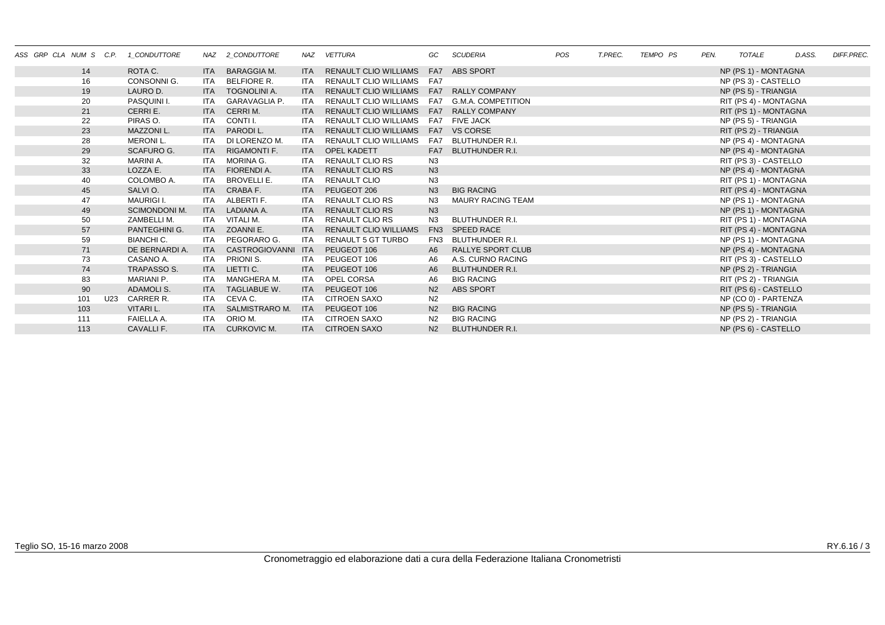| ASS | GRP | CLA | NUM | S | C.P. | 1_CONDUTTORE | NAZ | 2_CONDUTTORE | NAZ | VETTURA | GC | SCUDERIA | POS | T.PREC. | TEMPO PS | PEN. | TOTALE | D.ASS. | DIFF.PREC. |
|---|---|---|---|---|---|---|---|---|---|---|---|---|---|---|---|---|---|---|---|
| | | | 14 | | | ROTA C. | ITA | BARAGGIA M. | ITA | RENAULT CLIO WILLIAMS | FA7 | ABS SPORT | | | | | NP (PS 1) - MONTAGNA | | |
| | | | 16 | | | CONSONNI G. | ITA | BELFIORE R. | ITA | RENAULT CLIO WILLIAMS | FA7 | | | | | | NP (PS 3) - CASTELLO | | |
| | | | 19 | | | LAURO D. | ITA | TOGNOLINI A. | ITA | RENAULT CLIO WILLIAMS | FA7 | RALLY COMPANY | | | | | NP (PS 5) - TRIANGIA | | |
| | | | 20 | | | PASQUINI I. | ITA | GARAVAGLIA P. | ITA | RENAULT CLIO WILLIAMS | FA7 | G.M.A. COMPETITION | | | | | RIT (PS 4) - MONTAGNA | | |
| | | | 21 | | | CERRI E. | ITA | CERRI M. | ITA | RENAULT CLIO WILLIAMS | FA7 | RALLY COMPANY | | | | | RIT (PS 1) - MONTAGNA | | |
| | | | 22 | | | PIRAS O. | ITA | CONTI I. | ITA | RENAULT CLIO WILLIAMS | FA7 | FIVE JACK | | | | | NP (PS 5) - TRIANGIA | | |
| | | | 23 | | | MAZZONI L. | ITA | PARODI L. | ITA | RENAULT CLIO WILLIAMS | FA7 | VS CORSE | | | | | RIT (PS 2) - TRIANGIA | | |
| | | | 28 | | | MERONI L. | ITA | DI LORENZO M. | ITA | RENAULT CLIO WILLIAMS | FA7 | BLUTHUNDER R.I. | | | | | NP (PS 4) - MONTAGNA | | |
| | | | 29 | | | SCAFURO G. | ITA | RIGAMONTI F. | ITA | OPEL KADETT | FA7 | BLUTHUNDER R.I. | | | | | NP (PS 4) - MONTAGNA | | |
| | | | 32 | | | MARINI A. | ITA | MORINA G. | ITA | RENAULT CLIO RS | N3 | | | | | | RIT (PS 3) - CASTELLO | | |
| | | | 33 | | | LOZZA E. | ITA | FIORENDI A. | ITA | RENAULT CLIO RS | N3 | | | | | | NP (PS 4) - MONTAGNA | | |
| | | | 40 | | | COLOMBO A. | ITA | BROVELLI E. | ITA | RENAULT CLIO | N3 | | | | | | RIT (PS 1) - MONTAGNA | | |
| | | | 45 | | | SALVI O. | ITA | CRABA F. | ITA | PEUGEOT 206 | N3 | BIG RACING | | | | | RIT (PS 4) - MONTAGNA | | |
| | | | 47 | | | MAURIGI I. | ITA | ALBERTI F. | ITA | RENAULT CLIO RS | N3 | MAURY RACING TEAM | | | | | NP (PS 1) - MONTAGNA | | |
| | | | 49 | | | SCIMONDONI M. | ITA | LADIANA A. | ITA | RENAULT CLIO RS | N3 | | | | | | NP (PS 1) - MONTAGNA | | |
| | | | 50 | | | ZAMBELLI M. | ITA | VITALI M. | ITA | RENAULT CLIO RS | N3 | BLUTHUNDER R.I. | | | | | RIT (PS 1) - MONTAGNA | | |
| | | | 57 | | | PANTEGHINI G. | ITA | ZOANNI E. | ITA | RENAULT CLIO WILLIAMS | FN3 | SPEED RACE | | | | | RIT (PS 4) - MONTAGNA | | |
| | | | 59 | | | BIANCHI C. | ITA | PEGORARO G. | ITA | RENAULT 5 GT TURBO | FN3 | BLUTHUNDER R.I. | | | | | NP (PS 1) - MONTAGNA | | |
| | | | 71 | | | DE BERNARDI A. | ITA | CASTROGIOVANNI | ITA | PEUGEOT 106 | A6 | RALLYE SPORT CLUB | | | | | NP (PS 4) - MONTAGNA | | |
| | | | 73 | | | CASANO A. | ITA | PRIONI S. | ITA | PEUGEOT 106 | A6 | A.S. CURNO RACING | | | | | RIT (PS 3) - CASTELLO | | |
| | | | 74 | | | TRAPASSO S. | ITA | LIETTI C. | ITA | PEUGEOT 106 | A6 | BLUTHUNDER R.I. | | | | | NP (PS 2) - TRIANGIA | | |
| | | | 83 | | | MARIANI P. | ITA | MANGHERA M. | ITA | OPEL CORSA | A6 | BIG RACING | | | | | RIT (PS 2) - TRIANGIA | | |
| | | | 90 | | | ADAMOLI S. | ITA | TAGLIABUE W. | ITA | PEUGEOT 106 | N2 | ABS SPORT | | | | | RIT (PS 6) - CASTELLO | | |
| | | | 101 | | U23 | CARRER R. | ITA | CEVA C. | ITA | CITROEN SAXO | N2 | | | | | | NP (CO 0) - PARTENZA | | |
| | | | 103 | | | VITARI L. | ITA | SALMISTRARO M. | ITA | PEUGEOT 106 | N2 | BIG RACING | | | | | NP (PS 5) - TRIANGIA | | |
| | | | 111 | | | FAIELLA A. | ITA | ORIO M. | ITA | CITROEN SAXO | N2 | BIG RACING | | | | | NP (PS 2) - TRIANGIA | | |
| | | | 113 | | | CAVALLI F. | ITA | CURKOVIC M. | ITA | CITROEN SAXO | N2 | BLUTHUNDER R.I. | | | | | NP (PS 6) - CASTELLO | | |

Teglio SO, 15-16 marzo 2008

RY.6.16 / 3

Cronometraggio ed elaborazione dati a cura della Federazione Italiana Cronometristi